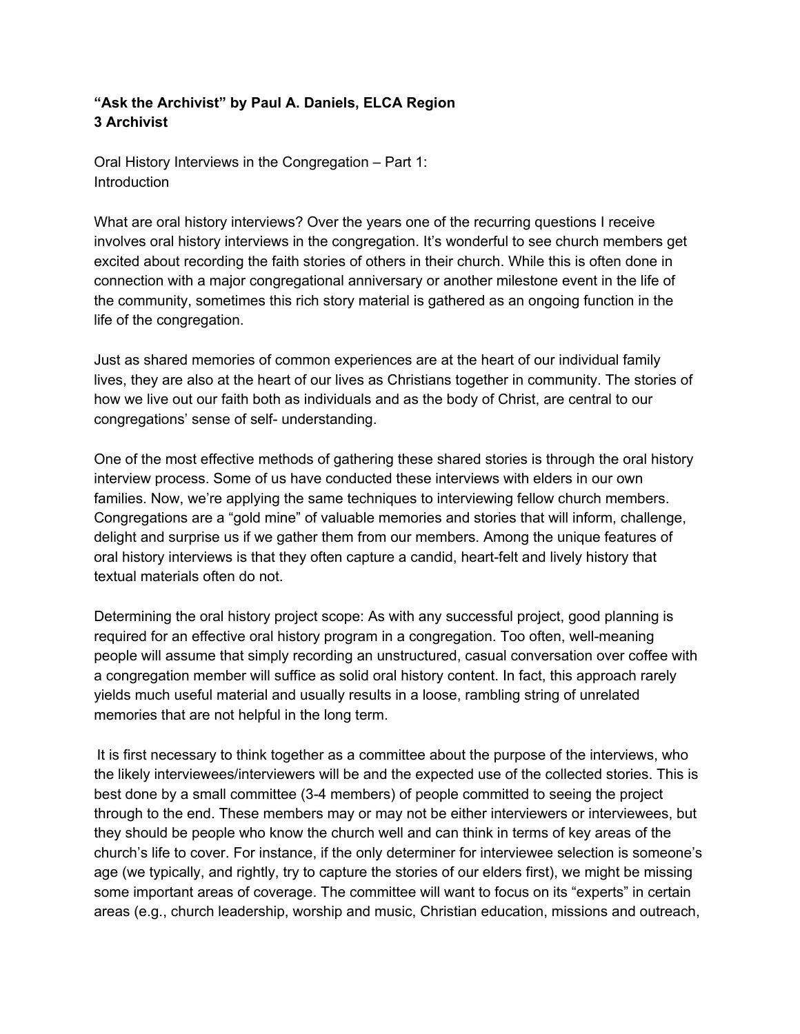**"Ask the Archivist" by Paul A. Daniels, ELCA Region 3 Archivist**

Oral History Interviews in the Congregation – Part 1: Introduction

What are oral history interviews? Over the years one of the recurring questions I receive involves oral history interviews in the congregation. It's wonderful to see church members get excited about recording the faith stories of others in their church. While this is often done in connection with a major congregational anniversary or another milestone event in the life of the community, sometimes this rich story material is gathered as an ongoing function in the life of the congregation.

Just as shared memories of common experiences are at the heart of our individual family lives, they are also at the heart of our lives as Christians together in community. The stories of how we live out our faith both as individuals and as the body of Christ, are central to our congregations' sense of self- understanding.

One of the most effective methods of gathering these shared stories is through the oral history interview process. Some of us have conducted these interviews with elders in our own families. Now, we're applying the same techniques to interviewing fellow church members. Congregations are a "gold mine" of valuable memories and stories that will inform, challenge, delight and surprise us if we gather them from our members. Among the unique features of oral history interviews is that they often capture a candid, heart-felt and lively history that textual materials often do not.

Determining the oral history project scope: As with any successful project, good planning is required for an effective oral history program in a congregation. Too often, well-meaning people will assume that simply recording an unstructured, casual conversation over coffee with a congregation member will suffice as solid oral history content. In fact, this approach rarely yields much useful material and usually results in a loose, rambling string of unrelated memories that are not helpful in the long term.

It is first necessary to think together as a committee about the purpose of the interviews, who the likely interviewees/interviewers will be and the expected use of the collected stories. This is best done by a small committee (3-4 members) of people committed to seeing the project through to the end. These members may or may not be either interviewers or interviewees, but they should be people who know the church well and can think in terms of key areas of the church's life to cover. For instance, if the only determiner for interviewee selection is someone's age (we typically, and rightly, try to capture the stories of our elders first), we might be missing some important areas of coverage. The committee will want to focus on its "experts" in certain areas (e.g., church leadership, worship and music, Christian education, missions and outreach,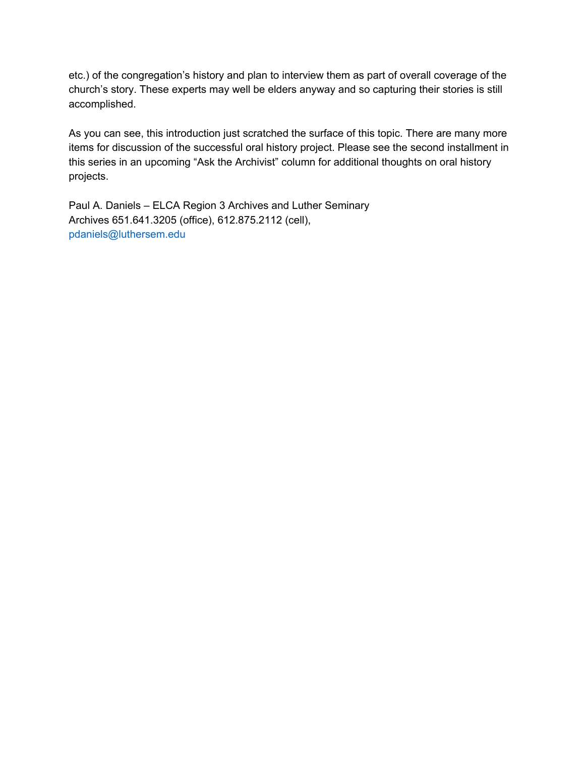etc.) of the congregation's history and plan to interview them as part of overall coverage of the church's story. These experts may well be elders anyway and so capturing their stories is still accomplished.

As you can see, this introduction just scratched the surface of this topic. There are many more items for discussion of the successful oral history project. Please see the second installment in this series in an upcoming "Ask the Archivist" column for additional thoughts on oral history projects.

Paul A. Daniels – ELCA Region 3 Archives and Luther Seminary Archives 651.641.3205 (office), 612.875.2112 (cell), pdaniels@luthersem.edu